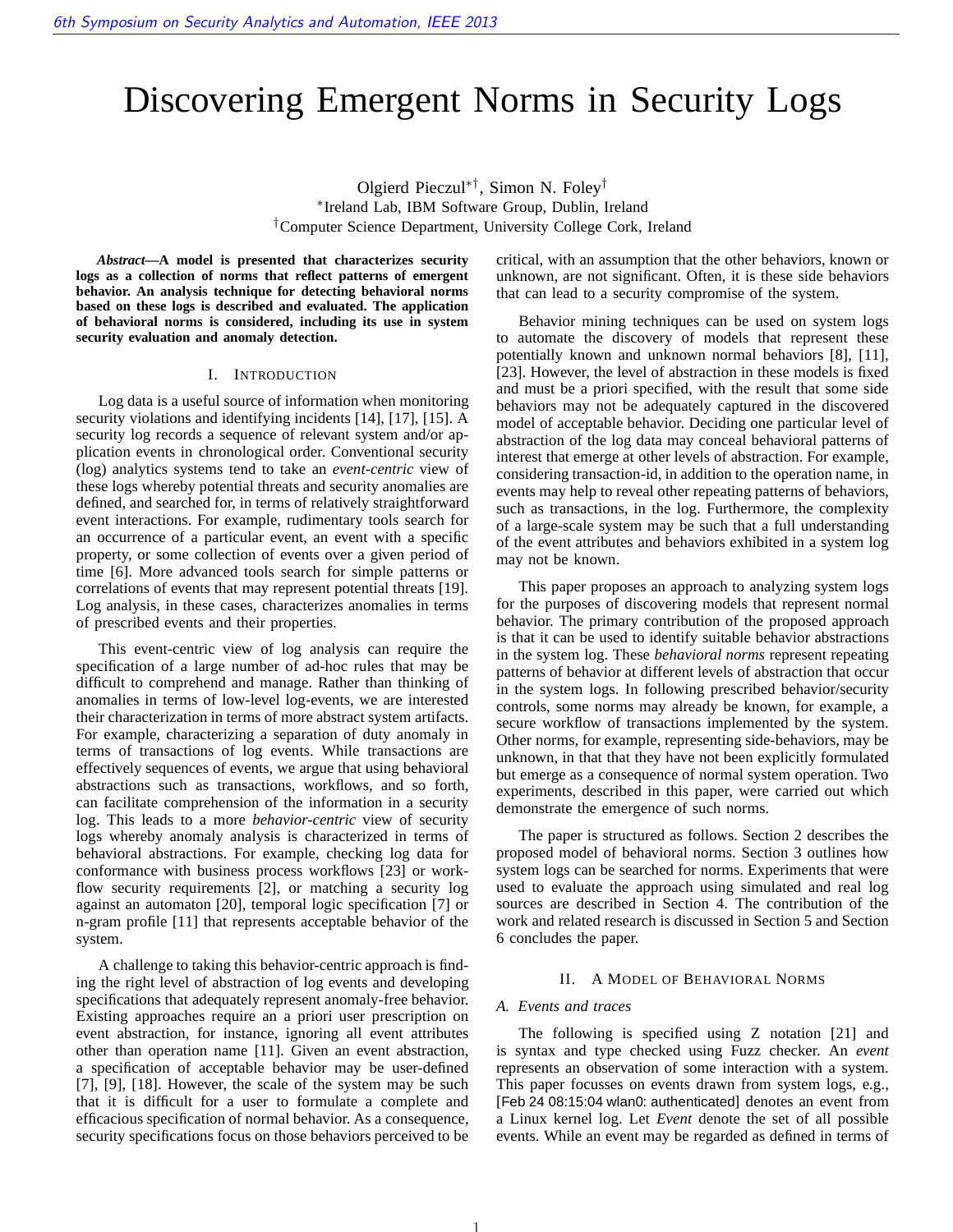# Discovering Emergent Norms in Security Logs

Olgierd Pieczul[*†], Simon N. Foley[†]

[*]Ireland Lab, IBM Software Group, Dublin, Ireland

[†]Computer Science Department, University College Cork, Ireland

***Abstract*—A model is presented that characterizes security logs as a collection of norms that reflect patterns of emergent behavior. An analysis technique for detecting behavioral norms based on these logs is described and evaluated. The application of behavioral norms is considered, including its use in system security evaluation and anomaly detection.**

## I. Introduction

Log data is a useful source of information when monitoring security violations and identifying incidents [14], [17], [15]. A security log records a sequence of relevant system and/or application events in chronological order. Conventional security (log) analytics systems tend to take an *event-centric* view of these logs whereby potential threats and security anomalies are defined, and searched for, in terms of relatively straightforward event interactions. For example, rudimentary tools search for an occurrence of a particular event, an event with a specific property, or some collection of events over a given period of time [6]. More advanced tools search for simple patterns or correlations of events that may represent potential threats [19]. Log analysis, in these cases, characterizes anomalies in terms of prescribed events and their properties.

This event-centric view of log analysis can require the specification of a large number of ad-hoc rules that may be difficult to comprehend and manage. Rather than thinking of anomalies in terms of low-level log-events, we are interested their characterization in terms of more abstract system artifacts. For example, characterizing a separation of duty anomaly in terms of transactions of log events. While transactions are effectively sequences of events, we argue that using behavioral abstractions such as transactions, workflows, and so forth, can facilitate comprehension of the information in a security log. This leads to a more *behavior-centric* view of security logs whereby anomaly analysis is characterized in terms of behavioral abstractions. For example, checking log data for conformance with business process workflows [23] or workflow security requirements [2], or matching a security log against an automaton [20], temporal logic specification [7] or n-gram profile [11] that represents acceptable behavior of the system.

A challenge to taking this behavior-centric approach is finding the right level of abstraction of log events and developing specifications that adequately represent anomaly-free behavior. Existing approaches require an a priori user prescription on event abstraction, for instance, ignoring all event attributes other than operation name [11]. Given an event abstraction, a specification of acceptable behavior may be user-defined [7], [9], [18]. However, the scale of the system may be such that it is difficult for a user to formulate a complete and efficacious specification of normal behavior. As a consequence, security specifications focus on those behaviors perceived to be critical, with an assumption that the other behaviors, known or unknown, are not significant. Often, it is these side behaviors that can lead to a security compromise of the system.

Behavior mining techniques can be used on system logs to automate the discovery of models that represent these potentially known and unknown normal behaviors [8], [11], [23]. However, the level of abstraction in these models is fixed and must be a priori specified, with the result that some side behaviors may not be adequately captured in the discovered model of acceptable behavior. Deciding one particular level of abstraction of the log data may conceal behavioral patterns of interest that emerge at other levels of abstraction. For example, considering transaction-id, in addition to the operation name, in events may help to reveal other repeating patterns of behaviors, such as transactions, in the log. Furthermore, the complexity of a large-scale system may be such that a full understanding of the event attributes and behaviors exhibited in a system log may not be known.

This paper proposes an approach to analyzing system logs for the purposes of discovering models that represent normal behavior. The primary contribution of the proposed approach is that it can be used to identify suitable behavior abstractions in the system log. These *behavioral norms* represent repeating patterns of behavior at different levels of abstraction that occur in the system logs. In following prescribed behavior/security controls, some norms may already be known, for example, a secure workflow of transactions implemented by the system. Other norms, for example, representing side-behaviors, may be unknown, in that that they have not been explicitly formulated but emerge as a consequence of normal system operation. Two experiments, described in this paper, were carried out which demonstrate the emergence of such norms.

The paper is structured as follows. Section 2 describes the proposed model of behavioral norms. Section 3 outlines how system logs can be searched for norms. Experiments that were used to evaluate the approach using simulated and real log sources are described in Section 4. The contribution of the work and related research is discussed in Section 5 and Section 6 concludes the paper.

## II. A Model of Behavioral Norms

### A. Events and traces

The following is specified using Z notation [21] and is syntax and type checked using Fuzz checker. An *event* represents an observation of some interaction with a system. This paper focusses on events drawn from system logs, e.g., [Feb 24 08:15:04 wlan0: authenticated] denotes an event from a Linux kernel log. Let *Event* denote the set of all possible events. While an event may be regarded as defined in terms of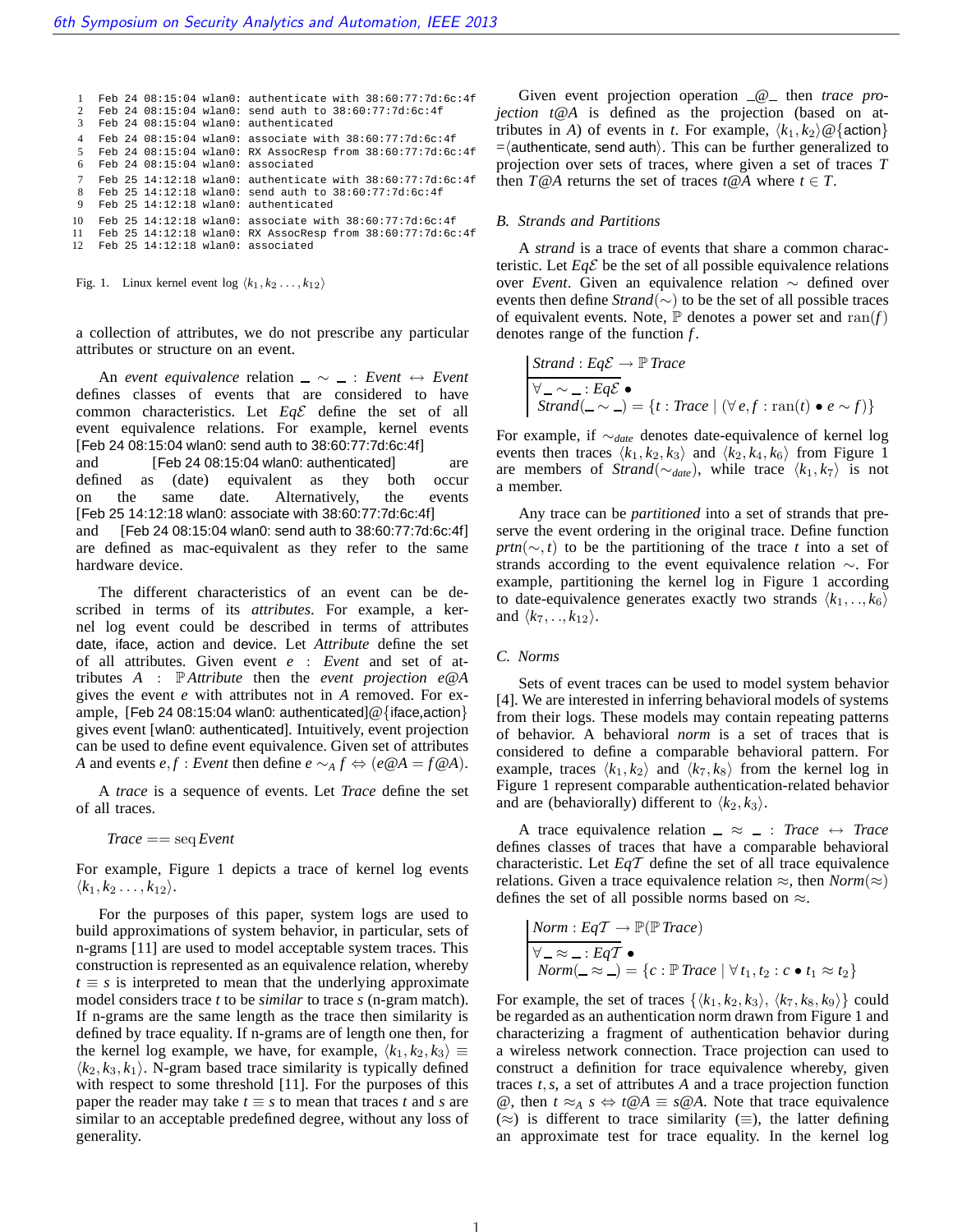```
1   Feb 24 08:15:04 wlan0: authenticate with 38:60:77:7d:6c:4f
2   Feb 24 08:15:04 wlan0: send auth to 38:60:77:7d:6c:4f
3   Feb 24 08:15:04 wlan0: authenticated
4   Feb 24 08:15:04 wlan0: associate with 38:60:77:7d:6c:4f
5   Feb 24 08:15:04 wlan0: RX AssocResp from 38:60:77:7d:6c:4f
6   Feb 24 08:15:04 wlan0: associated
7   Feb 25 14:12:18 wlan0: authenticate with 38:60:77:7d:6c:4f
8   Feb 25 14:12:18 wlan0: send auth to 38:60:77:7d:6c:4f
9   Feb 25 14:12:18 wlan0: authenticated
10  Feb 25 14:12:18 wlan0: associate with 38:60:77:7d:6c:4f
11  Feb 25 14:12:18 wlan0: RX AssocResp from 38:60:77:7d:6c:4f
12  Feb 25 14:12:18 wlan0: associated
```

Fig. 1. Linux kernel event log $\langle k_1, k_2 \ldots, k_{12} \rangle$

a collection of attributes, we do not prescribe any particular attributes or structure on an event.

An *event equivalence* relation $\_ \sim \_ : Event \leftrightarrow Event$ defines classes of events that are considered to have common characteristics. Let $Eq\mathcal{E}$ define the set of all event equivalence relations. For example, kernel events [Feb 24 08:15:04 wlan0: send auth to 38:60:77:7d:6c:4f] and [Feb 24 08:15:04 wlan0: authenticated] are defined as (date) equivalent as they both occur on the same date. Alternatively, the events [Feb 25 14:12:18 wlan0: associate with 38:60:77:7d:6c:4f] and [Feb 24 08:15:04 wlan0: send auth to 38:60:77:7d:6c:4f] are defined as mac-equivalent as they refer to the same hardware device.

The different characteristics of an event can be described in terms of its *attributes*. For example, a kernel log event could be described in terms of attributes date, iface, action and device. Let *Attribute* define the set of all attributes. Given event $e : Event$ and set of attributes $A : \mathbb{P}\,Attribute$ then the *event projection* $e@A$ gives the event $e$ with attributes not in $A$ removed. For example, [Feb 24 08:15:04 wlan0: authenticated]@{iface,action} gives event [wlan0: authenticated]. Intuitively, event projection can be used to define event equivalence. Given set of attributes $A$ and events $e, f : Event$ then define $e \sim_A f \Leftrightarrow (e@A = f@A)$.

A *trace* is a sequence of events. Let *Trace* define the set of all traces.

$$Trace == \text{seq}\, Event$$

For example, Figure 1 depicts a trace of kernel log events $\langle k_1, k_2 \ldots, k_{12} \rangle$.

For the purposes of this paper, system logs are used to build approximations of system behavior, in particular, sets of n-grams [11] are used to model acceptable system traces. This construction is represented as an equivalence relation, whereby $t \equiv s$ is interpreted to mean that the underlying approximate model considers trace $t$ to be *similar* to trace $s$ (n-gram match). If n-grams are the same length as the trace then similarity is defined by trace equality. If n-grams are of length one then, for the kernel log example, we have, for example, $\langle k_1, k_2, k_3 \rangle \equiv \langle k_2, k_3, k_1 \rangle$. N-gram based trace similarity is typically defined with respect to some threshold [11]. For the purposes of this paper the reader may take $t \equiv s$ to mean that traces $t$ and $s$ are similar to an acceptable predefined degree, without any loss of generality.

Given event projection operation $\_@\_$ then *trace projection* $t@A$ is defined as the projection (based on attributes in $A$) of events in $t$. For example, $\langle k_1, k_2 \rangle @ \{\text{action}\} = \langle \text{authenticate, send auth} \rangle$. This can be further generalized to projection over sets of traces, where given a set of traces $T$ then $T@A$ returns the set of traces $t@A$ where $t \in T$.

### B. Strands and Partitions

A *strand* is a trace of events that share a common characteristic. Let $Eq\mathcal{E}$ be the set of all possible equivalence relations over *Event*. Given an equivalence relation $\sim$ defined over events then define $Strand(\sim)$ to be the set of all possible traces of equivalent events. Note, $\mathbb{P}$ denotes a power set and $\text{ran}(f)$ denotes range of the function $f$.

$$
\begin{array}{|l}
Strand : Eq\mathcal{E} \rightarrow \mathbb{P}\,Trace \\
\hline
\forall \_ \sim \_ : Eq\mathcal{E} \bullet \\
\quad Strand(\_ \sim \_) = \{t : Trace \mid (\forall e, f : \text{ran}(t) \bullet e \sim f)\}
\end{array}
$$

For example, if $\sim_{date}$ denotes date-equivalence of kernel log events then traces $\langle k_1, k_2, k_3 \rangle$ and $\langle k_2, k_4, k_6 \rangle$ from Figure 1 are members of $Strand(\sim_{date})$, while trace $\langle k_1, k_7 \rangle$ is not a member.

Any trace can be *partitioned* into a set of strands that preserve the event ordering in the original trace. Define function $prtn(\sim, t)$ to be the partitioning of the trace $t$ into a set of strands according to the event equivalence relation $\sim$. For example, partitioning the kernel log in Figure 1 according to date-equivalence generates exactly two strands $\langle k_1, .., k_6 \rangle$ and $\langle k_7, .., k_{12} \rangle$.

### C. Norms

Sets of event traces can be used to model system behavior [4]. We are interested in inferring behavioral models of systems from their logs. These models may contain repeating patterns of behavior. A behavioral *norm* is a set of traces that is considered to define a comparable behavioral pattern. For example, traces $\langle k_1, k_2 \rangle$ and $\langle k_7, k_8 \rangle$ from the kernel log in Figure 1 represent comparable authentication-related behavior and are (behaviorally) different to $\langle k_2, k_3 \rangle$.

A trace equivalence relation $\_ \approx \_ : Trace \leftrightarrow Trace$ defines classes of traces that have a comparable behavioral characteristic. Let $Eq\mathcal{T}$ define the set of all trace equivalence relations. Given a trace equivalence relation $\approx$, then $Norm(\approx)$ defines the set of all possible norms based on $\approx$.

$$
\begin{array}{|l}
Norm : Eq\mathcal{T} \rightarrow \mathbb{P}(\mathbb{P}\,Trace) \\
\hline
\forall \_ \approx \_ : Eq\mathcal{T} \bullet \\
\quad Norm(\_ \approx \_) = \{c : \mathbb{P}\,Trace \mid \forall t_1, t_2 : c \bullet t_1 \approx t_2\}
\end{array}
$$

For example, the set of traces $\{\langle k_1, k_2, k_3 \rangle, \langle k_7, k_8, k_9 \rangle\}$ could be regarded as an authentication norm drawn from Figure 1 and characterizing a fragment of authentication behavior during a wireless network connection. Trace projection can used to construct a definition for trace equivalence whereby, given traces $t, s$, a set of attributes $A$ and a trace projection function $@$, then $t \approx_A s \Leftrightarrow t@A \equiv s@A$. Note that trace equivalence ($\approx$) is different to trace similarity ($\equiv$), the latter defining an approximate test for trace equality. In the kernel log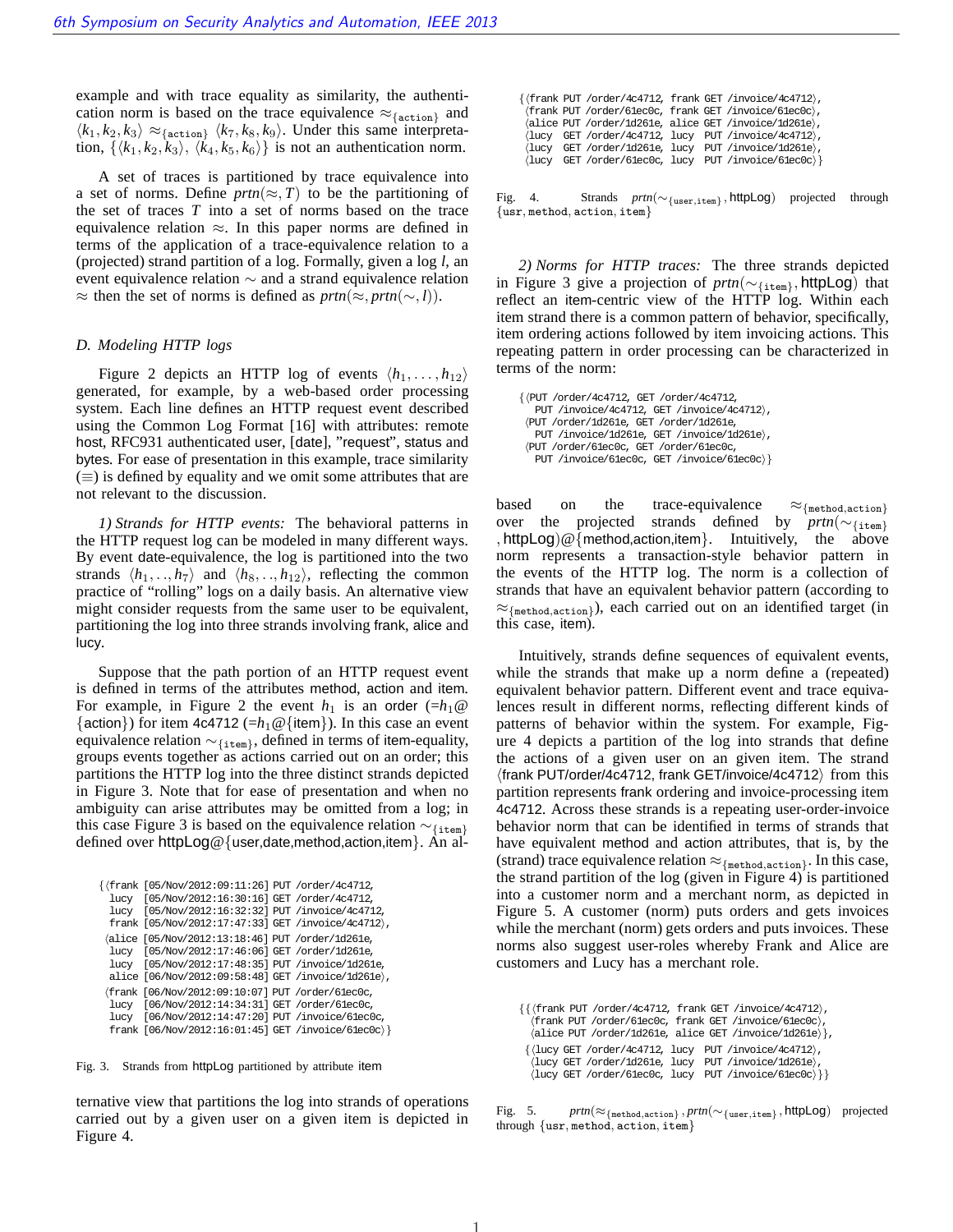example and with trace equality as similarity, the authentication norm is based on the trace equivalence $\approx_{\{\texttt{action}\}}$ and $\langle k_1, k_2, k_3\rangle \approx_{\{\texttt{action}\}} \langle k_7, k_8, k_9\rangle$. Under this same interpretation, $\{\langle k_1, k_2, k_3\rangle, \langle k_4, k_5, k_6\rangle\}$ is not an authentication norm.

A set of traces is partitioned by trace equivalence into a set of norms. Define $prtn(\approx, T)$ to be the partitioning of the set of traces $T$ into a set of norms based on the trace equivalence relation $\approx$. In this paper norms are defined in terms of the application of a trace-equivalence relation to a (projected) strand partition of a log. Formally, given a log $l$, an event equivalence relation $\sim$ and a strand equivalence relation $\approx$ then the set of norms is defined as $prtn(\approx, prtn(\sim, l))$.

### D. Modeling HTTP logs

Figure 2 depicts an HTTP log of events $\langle h_1, \ldots, h_{12}\rangle$ generated, for example, by a web-based order processing system. Each line defines an HTTP request event described using the Common Log Format [16] with attributes: remote host, RFC931 authenticated user, [date], "request", status and bytes. For ease of presentation in this example, trace similarity ($\equiv$) is defined by equality and we omit some attributes that are not relevant to the discussion.

*1) Strands for HTTP events:* The behavioral patterns in the HTTP request log can be modeled in many different ways. By event date-equivalence, the log is partitioned into the two strands $\langle h_1, .., h_7\rangle$ and $\langle h_8, .., h_{12}\rangle$, reflecting the common practice of "rolling" logs on a daily basis. An alternative view might consider requests from the same user to be equivalent, partitioning the log into three strands involving frank, alice and lucy.

Suppose that the path portion of an HTTP request event is defined in terms of the attributes method, action and item. For example, in Figure 2 the event $h_1$ is an order ($=h_1@\{\text{action}\}$) for item 4c4712 ($=h_1@\{\text{item}\}$). In this case an event equivalence relation $\sim_{\{\texttt{item}\}}$, defined in terms of item-equality, groups events together as actions carried out on an order; this partitions the HTTP log into the three distinct strands depicted in Figure 3. Note that for ease of presentation and when no ambiguity can arise attributes may be omitted from a log; in this case Figure 3 is based on the equivalence relation $\sim_{\{\texttt{item}\}}$ defined over httpLog@{user,date,method,action,item}. An alternative view that partitions the log into strands of operations carried out by a given user on a given item is depicted in Figure 4.

```
{⟨frank [05/Nov/2012:09:11:26] PUT /order/4c4712,
  lucy  [05/Nov/2012:16:30:16] GET /order/4c4712,
  lucy  [05/Nov/2012:16:32:32] PUT /invoice/4c4712,
  frank [05/Nov/2012:17:47:33] GET /invoice/4c4712⟩,
 ⟨alice [05/Nov/2012:13:18:46] PUT /order/1d261e,
  lucy  [05/Nov/2012:17:46:06] GET /order/1d261e,
  lucy  [05/Nov/2012:17:48:35] PUT /invoice/1d261e,
  alice [06/Nov/2012:09:58:48] GET /invoice/1d261e⟩,
 ⟨frank [06/Nov/2012:09:10:07] PUT /order/61ec0c,
  lucy  [06/Nov/2012:14:34:31] GET /order/61ec0c,
  lucy  [06/Nov/2012:14:47:20] PUT /invoice/61ec0c,
  frank [06/Nov/2012:16:01:45] GET /invoice/61ec0c⟩}
```

Fig. 3. Strands from httpLog partitioned by attribute item

```
{⟨frank PUT /order/4c4712, frank GET /invoice/4c4712⟩,
 ⟨frank PUT /order/61ec0c, frank GET /invoice/61ec0c⟩,
 ⟨alice PUT /order/1d261e, alice GET /invoice/1d261e⟩,
 ⟨lucy  GET /order/4c4712, lucy  PUT /invoice/4c4712⟩,
 ⟨lucy  GET /order/1d261e, lucy  PUT /invoice/1d261e⟩,
 ⟨lucy  GET /order/61ec0c, lucy  PUT /invoice/61ec0c⟩}
```

Fig. 4. Strands $prtn(\sim_{\{\texttt{user},\texttt{item}\}}, \text{httpLog})$ projected through $\{\texttt{usr}, \texttt{method}, \texttt{action}, \texttt{item}\}$

*2) Norms for HTTP traces:* The three strands depicted in Figure 3 give a projection of $prtn(\sim_{\{\texttt{item}\}}, \text{httpLog})$ that reflect an item-centric view of the HTTP log. Within each item strand there is a common pattern of behavior, specifically, item ordering actions followed by item invoicing actions. This repeating pattern in order processing can be characterized in terms of the norm:

```
{⟨PUT /order/4c4712, GET /order/4c4712,
   PUT /invoice/4c4712, GET /invoice/4c4712⟩,
 ⟨PUT /order/1d261e, GET /order/1d261e,
   PUT /invoice/1d261e, GET /invoice/1d261e⟩,
 ⟨PUT /order/61ec0c, GET /order/61ec0c,
   PUT /invoice/61ec0c, GET /invoice/61ec0c⟩}
```

based on the trace-equivalence $\approx_{\{\texttt{method},\texttt{action}\}}$ over the projected strands defined by $prtn(\sim_{\{\texttt{item}\}}, \text{httpLog})@\{\text{method,action,item}\}$. Intuitively, the above norm represents a transaction-style behavior pattern in the events of the HTTP log. The norm is a collection of strands that have an equivalent behavior pattern (according to $\approx_{\{\texttt{method},\texttt{action}\}}$), each carried out on an identified target (in this case, item).

Intuitively, strands define sequences of equivalent events, while the strands that make up a norm define a (repeated) equivalent behavior pattern. Different event and trace equivalences result in different norms, reflecting different kinds of patterns of behavior within the system. For example, Figure 4 depicts a partition of the log into strands that define the actions of a given user on an given item. The strand ⟨frank PUT/order/4c4712, frank GET/invoice/4c4712⟩ from this partition represents frank ordering and invoice-processing item 4c4712. Across these strands is a repeating user-order-invoice behavior norm that can be identified in terms of strands that have equivalent method and action attributes, that is, by the (strand) trace equivalence relation $\approx_{\{\texttt{method},\texttt{action}\}}$. In this case, the strand partition of the log (given in Figure 4) is partitioned into a customer norm and a merchant norm, as depicted in Figure 5. A customer (norm) puts orders and gets invoices while the merchant (norm) gets orders and puts invoices. These norms also suggest user-roles whereby Frank and Alice are customers and Lucy has a merchant role.

```
{{⟨frank PUT /order/4c4712, frank GET /invoice/4c4712⟩,
  ⟨frank PUT /order/61ec0c, frank GET /invoice/61ec0c⟩,
  ⟨alice PUT /order/1d261e, alice GET /invoice/1d261e⟩},
 {⟨lucy GET /order/4c4712, lucy  PUT /invoice/4c4712⟩,
  ⟨lucy GET /order/1d261e, lucy  PUT /invoice/1d261e⟩,
  ⟨lucy GET /order/61ec0c, lucy  PUT /invoice/61ec0c⟩}}
```

Fig. 5. $prtn(\approx_{\{\texttt{method},\texttt{action}\}}, prtn(\sim_{\{\texttt{user},\texttt{item}\}}, \text{httpLog})$ projected through $\{\texttt{usr}, \texttt{method}, \texttt{action}, \texttt{item}\}$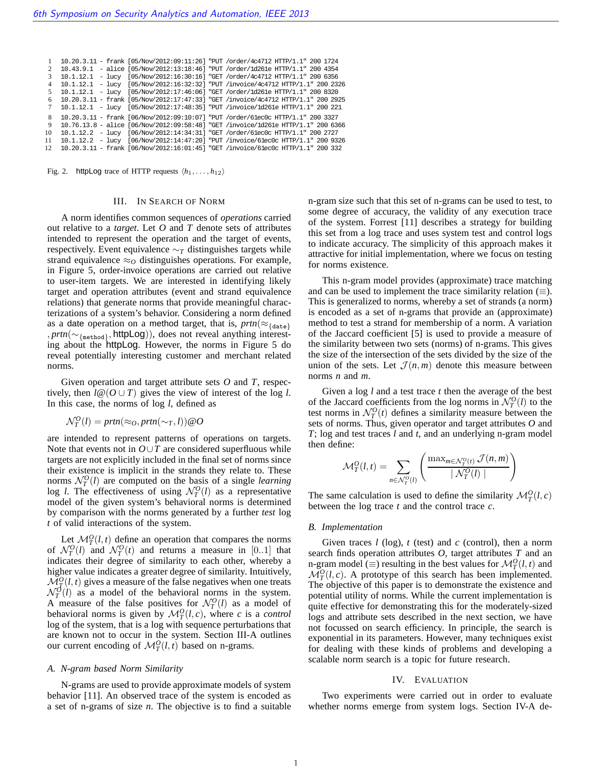```
1    10.20.3.11 - frank [05/Nov/2012:09:11:26] "PUT /order/4c4712 HTTP/1.1" 200 1724
2    10.43.9.1  - alice [05/Nov/2012:13:18:46] "PUT /order/1d261e HTTP/1.1" 200 4354
3    10.1.12.1  - lucy  [05/Nov/2012:16:30:16] "GET /order/4c4712 HTTP/1.1" 200 6356
4    10.1.12.1  - lucy  [05/Nov/2012:16:32:32] "PUT /invoice/4c4712 HTTP/1.1" 200 2326
5    10.1.12.1  - lucy  [05/Nov/2012:17:46:06] "GET /order/1d261e HTTP/1.1" 200 8320
6    10.20.3.11 - frank [05/Nov/2012:17:47:33] "GET /invoice/4c4712 HTTP/1.1" 200 2925
7    10.1.12.1  - lucy  [05/Nov/2012:17:48:35] "PUT /invoice/1d261e HTTP/1.1" 200 221

8    10.20.3.11 - frank [06/Nov/2012:09:10:07] "PUT /order/61ec0c HTTP/1.1" 200 3327
9    10.76.13.8 - alice [06/Nov/2012:09:58:48] "GET /invoice/1d261e HTTP/1.1" 200 6366
10   10.1.12.2  - lucy  [06/Nov/2012:14:34:31] "GET /order/61ec0c HTTP/1.1" 200 2727
11   10.1.12.2  - lucy  [06/Nov/2012:14:47:20] "PUT /invoice/61ec0c HTTP/1.1" 200 9326
12   10.20.3.11 - frank [06/Nov/2012:16:01:45] "GET /invoice/61ec0c HTTP/1.1" 200 332
```

Fig. 2. httpLog trace of HTTP requests $\langle h_1, \ldots, h_{12} \rangle$

## III. In Search of Norm

A norm identifies common sequences of *operations* carried out relative to a *target*. Let $O$ and $T$ denote sets of attributes intended to represent the operation and the target of events, respectively. Event equivalence $\sim_T$ distinguishes targets while strand equivalence $\approx_O$ distinguishes operations. For example, in Figure 5, order-invoice operations are carried out relative to user-item targets. We are interested in identifying likely target and operation attributes (event and strand equivalence relations) that generate norms that provide meaningful characterizations of a system's behavior. Considering a norm defined as a date operation on a method target, that is, $prtn(\approx_{\{\texttt{date}\}}, prtn(\sim_{\{\texttt{method}\}}, \text{httpLog}))$, does not reveal anything interesting about the httpLog. However, the norms in Figure 5 do reveal potentially interesting customer and merchant related norms.

Given operation and target attribute sets $O$ and $T$, respectively, then $l@(O \cup T)$ gives the view of interest of the log $l$. In this case, the norms of log $l$, defined as

$$\mathcal{N}_T^O(l) = prtn(\approx_O, prtn(\sim_T, l))@O$$

are intended to represent patterns of operations on targets. Note that events not in $O \cup T$ are considered superfluous while targets are not explicitly included in the final set of norms since their existence is implicit in the strands they relate to. These norms $\mathcal{N}_T^O(l)$ are computed on the basis of a single *learning* log $l$. The effectiveness of using $\mathcal{N}_T^O(l)$ as a representative model of the given system's behavioral norms is determined by comparison with the norms generated by a further *test* log $t$ of valid interactions of the system.

Let $\mathcal{M}_T^O(l,t)$ define an operation that compares the norms of $\mathcal{N}_T^O(l)$ and $\mathcal{N}_T^O(t)$ and returns a measure in $[0..1]$ that indicates their degree of similarity to each other, whereby a higher value indicates a greater degree of similarity. Intuitively, $\mathcal{M}_T^O(l,t)$ gives a measure of the false negatives when one treats $\mathcal{N}_T^O(l)$ as a model of the behavioral norms in the system. A measure of the false positives for $\mathcal{N}_T^O(l)$ as a model of behavioral norms is given by $\mathcal{M}_T^O(l,c)$, where $c$ is a *control* log of the system, that is a log with sequence perturbations that are known not to occur in the system. Section III-A outlines our current encoding of $\mathcal{M}_T^O(l,t)$ based on n-grams.

### A. N-gram based Norm Similarity

N-grams are used to provide approximate models of system behavior [11]. An observed trace of the system is encoded as a set of n-grams of size $n$. The objective is to find a suitable n-gram size such that this set of n-grams can be used to test, to some degree of accuracy, the validity of any execution trace of the system. Forrest [11] describes a strategy for building this set from a log trace and uses system test and control logs to indicate accuracy. The simplicity of this approach makes it attractive for initial implementation, where we focus on testing for norms existence.

This n-gram model provides (approximate) trace matching and can be used to implement the trace similarity relation ($\equiv$). This is generalized to norms, whereby a set of strands (a norm) is encoded as a set of n-grams that provide an (approximate) method to test a strand for membership of a norm. A variation of the Jaccard coefficient [5] is used to provide a measure of the similarity between two sets (norms) of n-grams. This gives the size of the intersection of the sets divided by the size of the union of the sets. Let $\mathcal{J}(n,m)$ denote this measure between norms $n$ and $m$.

Given a log $l$ and a test trace $t$ then the average of the best of the Jaccard coefficients from the log norms in $\mathcal{N}_T^O(l)$ to the test norms in $\mathcal{N}_T^O(t)$ defines a similarity measure between the sets of norms. Thus, given operator and target attributes $O$ and $T$; log and test traces $l$ and $t$, and an underlying n-gram model then define:

$$\mathcal{M}_T^O(l,t) = \sum_{n \in \mathcal{N}_T^O(l)} \left( \frac{\max_{m \in \mathcal{N}_T^O(t)} \mathcal{J}(n,m)}{\mid \mathcal{N}_T^O(l) \mid} \right)$$

The same calculation is used to define the similarity $\mathcal{M}_T^O(l,c)$ between the log trace $t$ and the control trace $c$.

### B. Implementation

Given traces $l$ (log), $t$ (test) and $c$ (control), then a norm search finds operation attributes $O$, target attributes $T$ and an n-gram model ($\equiv$) resulting in the best values for $\mathcal{M}_T^O(l,t)$ and $\mathcal{M}_T^O(l,c)$. A prototype of this search has been implemented. The objective of this paper is to demonstrate the existence and potential utility of norms. While the current implementation is quite effective for demonstrating this for the moderately-sized logs and attribute sets described in the next section, we have not focussed on search efficiency. In principle, the search is exponential in its parameters. However, many techniques exist for dealing with these kinds of problems and developing a scalable norm search is a topic for future research.

## IV. Evaluation

Two experiments were carried out in order to evaluate whether norms emerge from system logs. Section IV-A de-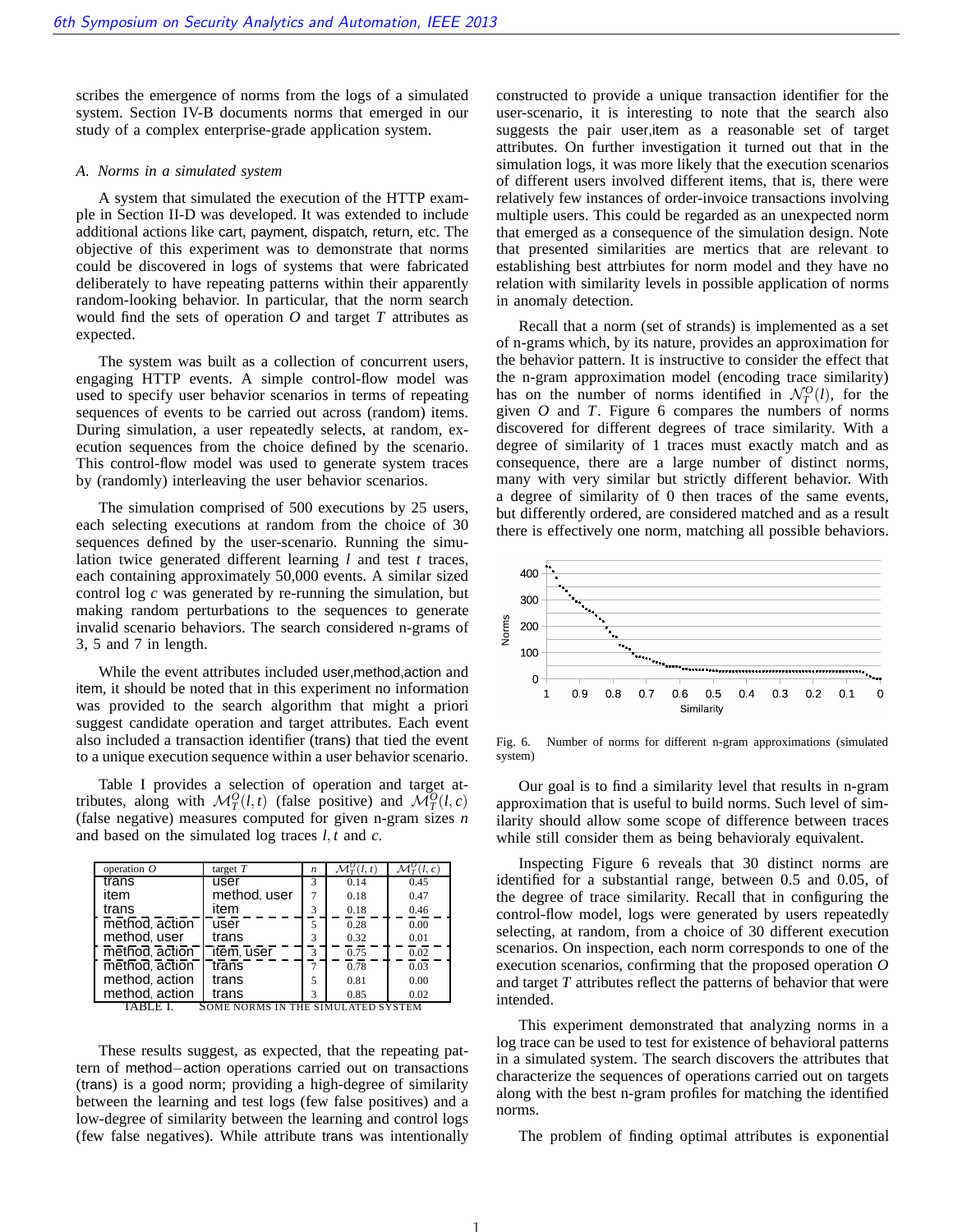scribes the emergence of norms from the logs of a simulated system. Section IV-B documents norms that emerged in our study of a complex enterprise-grade application system.

### A. Norms in a simulated system

A system that simulated the execution of the HTTP example in Section II-D was developed. It was extended to include additional actions like cart, payment, dispatch, return, etc. The objective of this experiment was to demonstrate that norms could be discovered in logs of systems that were fabricated deliberately to have repeating patterns within their apparently random-looking behavior. In particular, that the norm search would find the sets of operation $O$ and target $T$ attributes as expected.

The system was built as a collection of concurrent users, engaging HTTP events. A simple control-flow model was used to specify user behavior scenarios in terms of repeating sequences of events to be carried out across (random) items. During simulation, a user repeatedly selects, at random, execution sequences from the choice defined by the scenario. This control-flow model was used to generate system traces by (randomly) interleaving the user behavior scenarios.

The simulation comprised of 500 executions by 25 users, each selecting executions at random from the choice of 30 sequences defined by the user-scenario. Running the simulation twice generated different learning $l$ and test $t$ traces, each containing approximately 50,000 events. A similar sized control log $c$ was generated by re-running the simulation, but making random perturbations to the sequences to generate invalid scenario behaviors. The search considered n-grams of 3, 5 and 7 in length.

While the event attributes included user,method,action and item, it should be noted that in this experiment no information was provided to the search algorithm that might a priori suggest candidate operation and target attributes. Each event also included a transaction identifier (trans) that tied the event to a unique execution sequence within a user behavior scenario.

Table I provides a selection of operation and target attributes, along with $\mathcal{M}_T^O(l,t)$ (false positive) and $\mathcal{M}_T^O(l,c)$ (false negative) measures computed for given n-gram sizes $n$ and based on the simulated log traces $l, t$ and $c$.

| operation $O$ | target $T$ | $n$ | $\mathcal{M}_T^O(l,t)$ | $\mathcal{M}_T^O(l,c)$ |
|---|---|---|---|---|
| trans | user | 3 | 0.14 | 0.45 |
| item | method, user | 7 | 0.18 | 0.47 |
| trans | item | 3 | 0.18 | 0.46 |
| method, action | user | 5 | 0.28 | 0.00 |
| method, user | trans | 3 | 0.32 | 0.01 |
| method, action | item, user | 3 | 0.75 | 0.02 |
| method, action | trans | 7 | 0.78 | 0.03 |
| method, action | trans | 5 | 0.81 | 0.00 |
| method, action | trans | 3 | 0.85 | 0.02 |

TABLE I. SOME NORMS IN THE SIMULATED SYSTEM

These results suggest, as expected, that the repeating pattern of method−action operations carried out on transactions (trans) is a good norm; providing a high-degree of similarity between the learning and test logs (few false positives) and a low-degree of similarity between the learning and control logs (few false negatives). While attribute trans was intentionally constructed to provide a unique transaction identifier for the user-scenario, it is interesting to note that the search also suggests the pair user,item as a reasonable set of target attributes. On further investigation it turned out that in the simulation logs, it was more likely that the execution scenarios of different users involved different items, that is, there were relatively few instances of order-invoice transactions involving multiple users. This could be regarded as an unexpected norm that emerged as a consequence of the simulation design. Note that presented similarities are mertics that are relevant to establishing best attrbiutes for norm model and they have no relation with similarity levels in possible application of norms in anomaly detection.

Recall that a norm (set of strands) is implemented as a set of n-grams which, by its nature, provides an approximation for the behavior pattern. It is instructive to consider the effect that the n-gram approximation model (encoding trace similarity) has on the number of norms identified in $\mathcal{N}_T^O(l)$, for the given $O$ and $T$. Figure 6 compares the numbers of norms discovered for different degrees of trace similarity. With a degree of similarity of 1 traces must exactly match and as consequence, there are a large number of distinct norms, many with very similar but strictly different behavior. With a degree of similarity of 0 then traces of the same events, but differently ordered, are considered matched and as a result there is effectively one norm, matching all possible behaviors.

Fig. 6. Number of norms for different n-gram approximations (simulated system)

Our goal is to find a similarity level that results in n-gram approximation that is useful to build norms. Such level of similarity should allow some scope of difference between traces while still consider them as being behavioraly equivalent.

Inspecting Figure 6 reveals that 30 distinct norms are identified for a substantial range, between 0.5 and 0.05, of the degree of trace similarity. Recall that in configuring the control-flow model, logs were generated by users repeatedly selecting, at random, from a choice of 30 different execution scenarios. On inspection, each norm corresponds to one of the execution scenarios, confirming that the proposed operation $O$ and target $T$ attributes reflect the patterns of behavior that were intended.

This experiment demonstrated that analyzing norms in a log trace can be used to test for existence of behavioral patterns in a simulated system. The search discovers the attributes that characterize the sequences of operations carried out on targets along with the best n-gram profiles for matching the identified norms.

The problem of finding optimal attributes is exponential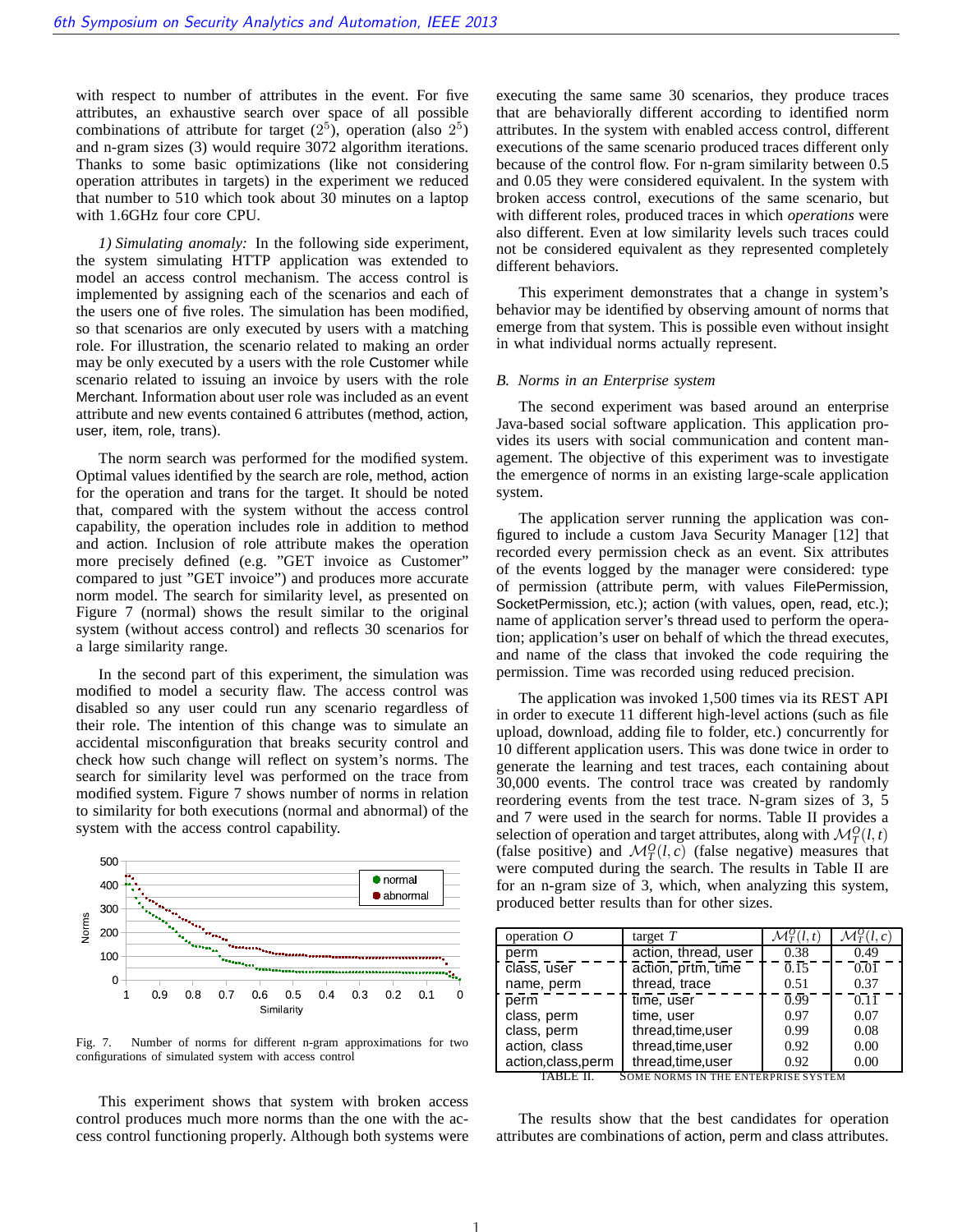with respect to number of attributes in the event. For five attributes, an exhaustive search over space of all possible combinations of attribute for target ($2^5$), operation (also $2^5$) and n-gram sizes (3) would require 3072 algorithm iterations. Thanks to some basic optimizations (like not considering operation attributes in targets) in the experiment we reduced that number to 510 which took about 30 minutes on a laptop with 1.6GHz four core CPU.

*1) Simulating anomaly:* In the following side experiment, the system simulating HTTP application was extended to model an access control mechanism. The access control is implemented by assigning each of the scenarios and each of the users one of five roles. The simulation has been modified, so that scenarios are only executed by users with a matching role. For illustration, the scenario related to making an order may be only executed by a users with the role Customer while scenario related to issuing an invoice by users with the role Merchant. Information about user role was included as an event attribute and new events contained 6 attributes (method, action, user, item, role, trans).

The norm search was performed for the modified system. Optimal values identified by the search are role, method, action for the operation and trans for the target. It should be noted that, compared with the system without the access control capability, the operation includes role in addition to method and action. Inclusion of role attribute makes the operation more precisely defined (e.g. "GET invoice as Customer" compared to just "GET invoice") and produces more accurate norm model. The search for similarity level, as presented on Figure 7 (normal) shows the result similar to the original system (without access control) and reflects 30 scenarios for a large similarity range.

In the second part of this experiment, the simulation was modified to model a security flaw. The access control was disabled so any user could run any scenario regardless of their role. The intention of this change was to simulate an accidental misconfiguration that breaks security control and check how such change will reflect on system's norms. The search for similarity level was performed on the trace from modified system. Figure 7 shows number of norms in relation to similarity for both executions (normal and abnormal) of the system with the access control capability.

Fig. 7. Number of norms for different n-gram approximations for two configurations of simulated system with access control

This experiment shows that system with broken access control produces much more norms than the one with the access control functioning properly. Although both systems were executing the same same 30 scenarios, they produce traces that are behaviorally different according to identified norm attributes. In the system with enabled access control, different executions of the same scenario produced traces different only because of the control flow. For n-gram similarity between 0.5 and 0.05 they were considered equivalent. In the system with broken access control, executions of the same scenario, but with different roles, produced traces in which *operations* were also different. Even at low similarity levels such traces could not be considered equivalent as they represented completely different behaviors.

This experiment demonstrates that a change in system's behavior may be identified by observing amount of norms that emerge from that system. This is possible even without insight in what individual norms actually represent.

### B. Norms in an Enterprise system

The second experiment was based around an enterprise Java-based social software application. This application provides its users with social communication and content management. The objective of this experiment was to investigate the emergence of norms in an existing large-scale application system.

The application server running the application was configured to include a custom Java Security Manager [12] that recorded every permission check as an event. Six attributes of the events logged by the manager were considered: type of permission (attribute perm, with values FilePermission, SocketPermission, etc.); action (with values, open, read, etc.); name of application server's thread used to perform the operation; application's user on behalf of which the thread executes, and name of the class that invoked the code requiring the permission. Time was recorded using reduced precision.

The application was invoked 1,500 times via its REST API in order to execute 11 different high-level actions (such as file upload, download, adding file to folder, etc.) concurrently for 10 different application users. This was done twice in order to generate the learning and test traces, each containing about 30,000 events. The control trace was created by randomly reordering events from the test trace. N-gram sizes of 3, 5 and 7 were used in the search for norms. Table II provides a selection of operation and target attributes, along with $\mathcal{M}_T^O(l,t)$ (false positive) and $\mathcal{M}_T^O(l,c)$ (false negative) measures that were computed during the search. The results in Table II are for an n-gram size of 3, which, when analyzing this system, produced better results than for other sizes.

| operation $O$ | target $T$ | $\mathcal{M}_T^O(l,t)$ | $\mathcal{M}_T^O(l,c)$ |
|---|---|---|---|
| perm | action, thread, user | 0.38 | 0.49 |
| class, user | action, prtm, time | 0.15 | 0.01 |
| name, perm | thread, trace | 0.51 | 0.37 |
| perm | time, user | 0.99 | 0.11 |
| class, perm | time, user | 0.97 | 0.07 |
| class, perm | thread,time,user | 0.99 | 0.08 |
| action, class | thread,time,user | 0.92 | 0.00 |
| action,class,perm | thread,time,user | 0.92 | 0.00 |

TABLE II. Some norms in the enterprise system

The results show that the best candidates for operation attributes are combinations of action, perm and class attributes.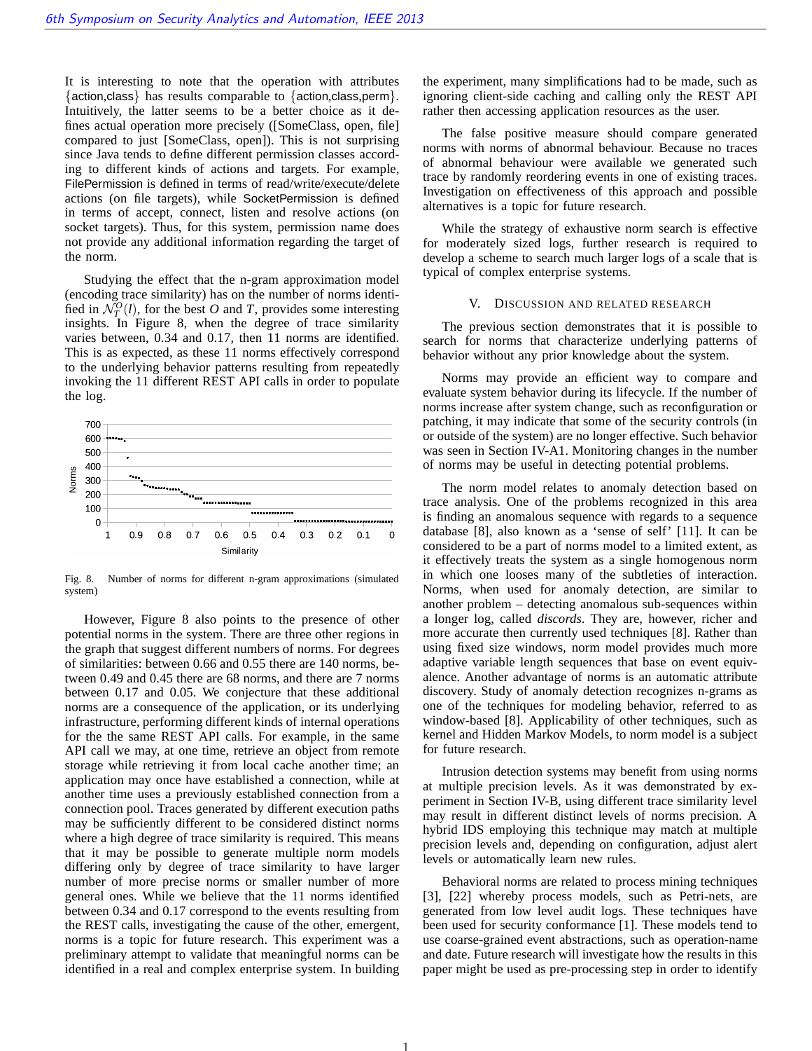It is interesting to note that the operation with attributes {action,class} has results comparable to {action,class,perm}. Intuitively, the latter seems to be a better choice as it defines actual operation more precisely ([SomeClass, open, file] compared to just [SomeClass, open]). This is not surprising since Java tends to define different permission classes according to different kinds of actions and targets. For example, FilePermission is defined in terms of read/write/execute/delete actions (on file targets), while SocketPermission is defined in terms of accept, connect, listen and resolve actions (on socket targets). Thus, for this system, permission name does not provide any additional information regarding the target of the norm.

Studying the effect that the n-gram approximation model (encoding trace similarity) has on the number of norms identified in $\mathcal{N}_T^O(l)$, for the best $O$ and $T$, provides some interesting insights. In Figure 8, when the degree of trace similarity varies between, 0.34 and 0.17, then 11 norms are identified. This is as expected, as these 11 norms effectively correspond to the underlying behavior patterns resulting from repeatedly invoking the 11 different REST API calls in order to populate the log.

Fig. 8. Number of norms for different n-gram approximations (simulated system)

However, Figure 8 also points to the presence of other potential norms in the system. There are three other regions in the graph that suggest different numbers of norms. For degrees of similarities: between 0.66 and 0.55 there are 140 norms, between 0.49 and 0.45 there are 68 norms, and there are 7 norms between 0.17 and 0.05. We conjecture that these additional norms are a consequence of the application, or its underlying infrastructure, performing different kinds of internal operations for the the same REST API calls. For example, in the same API call we may, at one time, retrieve an object from remote storage while retrieving it from local cache another time; an application may once have established a connection, while at another time uses a previously established connection from a connection pool. Traces generated by different execution paths may be sufficiently different to be considered distinct norms where a high degree of trace similarity is required. This means that it may be possible to generate multiple norm models differing only by degree of trace similarity to have larger number of more precise norms or smaller number of more general ones. While we believe that the 11 norms identified between 0.34 and 0.17 correspond to the events resulting from the REST calls, investigating the cause of the other, emergent, norms is a topic for future research. This experiment was a preliminary attempt to validate that meaningful norms can be identified in a real and complex enterprise system. In building the experiment, many simplifications had to be made, such as ignoring client-side caching and calling only the REST API rather then accessing application resources as the user.

The false positive measure should compare generated norms with norms of abnormal behaviour. Because no traces of abnormal behaviour were available we generated such trace by randomly reordering events in one of existing traces. Investigation on effectiveness of this approach and possible alternatives is a topic for future research.

While the strategy of exhaustive norm search is effective for moderately sized logs, further research is required to develop a scheme to search much larger logs of a scale that is typical of complex enterprise systems.

## V. Discussion and Related Research

The previous section demonstrates that it is possible to search for norms that characterize underlying patterns of behavior without any prior knowledge about the system.

Norms may provide an efficient way to compare and evaluate system behavior during its lifecycle. If the number of norms increase after system change, such as reconfiguration or patching, it may indicate that some of the security controls (in or outside of the system) are no longer effective. Such behavior was seen in Section IV-A1. Monitoring changes in the number of norms may be useful in detecting potential problems.

The norm model relates to anomaly detection based on trace analysis. One of the problems recognized in this area is finding an anomalous sequence with regards to a sequence database [8], also known as a 'sense of self' [11]. It can be considered to be a part of norms model to a limited extent, as it effectively treats the system as a single homogenous norm in which one looses many of the subtleties of interaction. Norms, when used for anomaly detection, are similar to another problem – detecting anomalous sub-sequences within a longer log, called *discords*. They are, however, richer and more accurate then currently used techniques [8]. Rather than using fixed size windows, norm model provides much more adaptive variable length sequences that base on event equivalence. Another advantage of norms is an automatic attribute discovery. Study of anomaly detection recognizes n-grams as one of the techniques for modeling behavior, referred to as window-based [8]. Applicability of other techniques, such as kernel and Hidden Markov Models, to norm model is a subject for future research.

Intrusion detection systems may benefit from using norms at multiple precision levels. As it was demonstrated by experiment in Section IV-B, using different trace similarity level may result in different distinct levels of norms precision. A hybrid IDS employing this technique may match at multiple precision levels and, depending on configuration, adjust alert levels or automatically learn new rules.

Behavioral norms are related to process mining techniques [3], [22] whereby process models, such as Petri-nets, are generated from low level audit logs. These techniques have been used for security conformance [1]. These models tend to use coarse-grained event abstractions, such as operation-name and date. Future research will investigate how the results in this paper might be used as pre-processing step in order to identify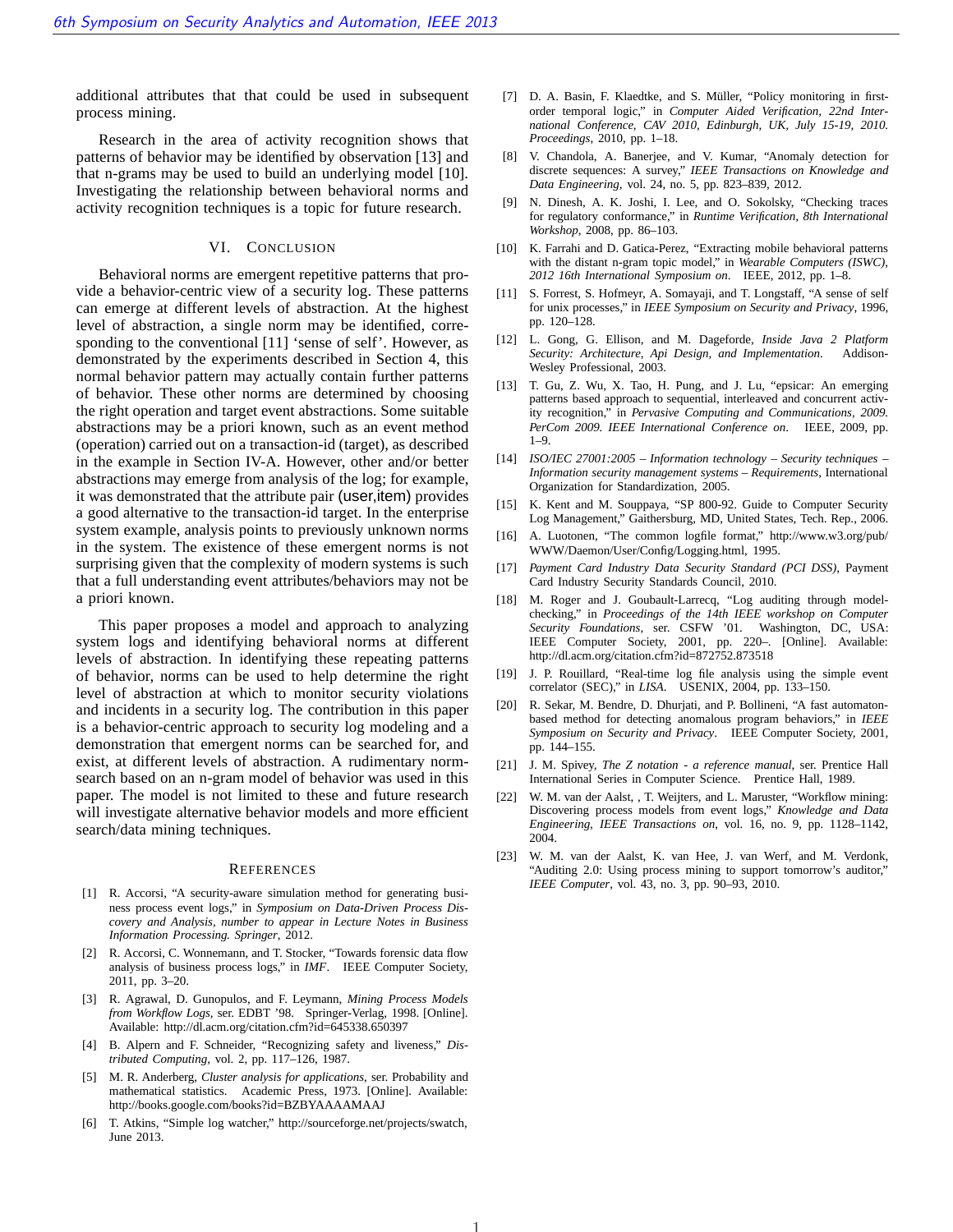additional attributes that that could be used in subsequent process mining.

Research in the area of activity recognition shows that patterns of behavior may be identified by observation [13] and that n-grams may be used to build an underlying model [10]. Investigating the relationship between behavioral norms and activity recognition techniques is a topic for future research.

## VI. Conclusion

Behavioral norms are emergent repetitive patterns that provide a behavior-centric view of a security log. These patterns can emerge at different levels of abstraction. At the highest level of abstraction, a single norm may be identified, corresponding to the conventional [11] 'sense of self'. However, as demonstrated by the experiments described in Section 4, this normal behavior pattern may actually contain further patterns of behavior. These other norms are determined by choosing the right operation and target event abstractions. Some suitable abstractions may be a priori known, such as an event method (operation) carried out on a transaction-id (target), as described in the example in Section IV-A. However, other and/or better abstractions may emerge from analysis of the log; for example, it was demonstrated that the attribute pair (user,item) provides a good alternative to the transaction-id target. In the enterprise system example, analysis points to previously unknown norms in the system. The existence of these emergent norms is not surprising given that the complexity of modern systems is such that a full understanding event attributes/behaviors may not be a priori known.

This paper proposes a model and approach to analyzing system logs and identifying behavioral norms at different levels of abstraction. In identifying these repeating patterns of behavior, norms can be used to help determine the right level of abstraction at which to monitor security violations and incidents in a security log. The contribution in this paper is a behavior-centric approach to security log modeling and a demonstration that emergent norms can be searched for, and exist, at different levels of abstraction. A rudimentary norm-search based on an n-gram model of behavior was used in this paper. The model is not limited to these and future research will investigate alternative behavior models and more efficient search/data mining techniques.

## References

[1] R. Accorsi, "A security-aware simulation method for generating business process event logs," in *Symposium on Data-Driven Process Discovery and Analysis, number to appear in Lecture Notes in Business Information Processing. Springer*, 2012.

[2] R. Accorsi, C. Wonnemann, and T. Stocker, "Towards forensic data flow analysis of business process logs," in *IMF*. IEEE Computer Society, 2011, pp. 3–20.

[3] R. Agrawal, D. Gunopulos, and F. Leymann, *Mining Process Models from Workflow Logs*, ser. EDBT '98. Springer-Verlag, 1998. [Online]. Available: http://dl.acm.org/citation.cfm?id=645338.650397

[4] B. Alpern and F. Schneider, "Recognizing safety and liveness," *Distributed Computing*, vol. 2, pp. 117–126, 1987.

[5] M. R. Anderberg, *Cluster analysis for applications*, ser. Probability and mathematical statistics. Academic Press, 1973. [Online]. Available: http://books.google.com/books?id=BZBYAAAAMAAJ

[6] T. Atkins, "Simple log watcher," http://sourceforge.net/projects/swatch, June 2013.

[7] D. A. Basin, F. Klaedtke, and S. Müller, "Policy monitoring in first-order temporal logic," in *Computer Aided Verification, 22nd International Conference, CAV 2010, Edinburgh, UK, July 15-19, 2010. Proceedings*, 2010, pp. 1–18.

[8] V. Chandola, A. Banerjee, and V. Kumar, "Anomaly detection for discrete sequences: A survey," *IEEE Transactions on Knowledge and Data Engineering*, vol. 24, no. 5, pp. 823–839, 2012.

[9] N. Dinesh, A. K. Joshi, I. Lee, and O. Sokolsky, "Checking traces for regulatory conformance," in *Runtime Verification, 8th International Workshop*, 2008, pp. 86–103.

[10] K. Farrahi and D. Gatica-Perez, "Extracting mobile behavioral patterns with the distant n-gram topic model," in *Wearable Computers (ISWC), 2012 16th International Symposium on*. IEEE, 2012, pp. 1–8.

[11] S. Forrest, S. Hofmeyr, A. Somayaji, and T. Longstaff, "A sense of self for unix processes," in *IEEE Symposium on Security and Privacy*, 1996, pp. 120–128.

[12] L. Gong, G. Ellison, and M. Dageforde, *Inside Java 2 Platform Security: Architecture, Api Design, and Implementation*. Addison-Wesley Professional, 2003.

[13] T. Gu, Z. Wu, X. Tao, H. Pung, and J. Lu, "epsicar: An emerging patterns based approach to sequential, interleaved and concurrent activity recognition," in *Pervasive Computing and Communications, 2009. PerCom 2009. IEEE International Conference on*. IEEE, 2009, pp. 1–9.

[14] *ISO/IEC 27001:2005 – Information technology – Security techniques – Information security management systems – Requirements*, International Organization for Standardization, 2005.

[15] K. Kent and M. Souppaya, "SP 800-92. Guide to Computer Security Log Management," Gaithersburg, MD, United States, Tech. Rep., 2006.

[16] A. Luotonen, "The common logfile format," http://www.w3.org/pub/WWW/Daemon/User/Config/Logging.html, 1995.

[17] *Payment Card Industry Data Security Standard (PCI DSS)*, Payment Card Industry Security Standards Council, 2010.

[18] M. Roger and J. Goubault-Larrecq, "Log auditing through model-checking," in *Proceedings of the 14th IEEE workshop on Computer Security Foundations*, ser. CSFW '01. Washington, DC, USA: IEEE Computer Society, 2001, pp. 220–. [Online]. Available: http://dl.acm.org/citation.cfm?id=872752.873518

[19] J. P. Rouillard, "Real-time log file analysis using the simple event correlator (SEC)," in *LISA*. USENIX, 2004, pp. 133–150.

[20] R. Sekar, M. Bendre, D. Dhurjati, and P. Bollineni, "A fast automaton-based method for detecting anomalous program behaviors," in *IEEE Symposium on Security and Privacy*. IEEE Computer Society, 2001, pp. 144–155.

[21] J. M. Spivey, *The Z notation - a reference manual*, ser. Prentice Hall International Series in Computer Science. Prentice Hall, 1989.

[22] W. M. van der Aalst, , T. Weijters, and L. Maruster, "Workflow mining: Discovering process models from event logs," *Knowledge and Data Engineering, IEEE Transactions on*, vol. 16, no. 9, pp. 1128–1142, 2004.

[23] W. M. van der Aalst, K. van Hee, J. van Werf, and M. Verdonk, "Auditing 2.0: Using process mining to support tomorrow's auditor," *IEEE Computer*, vol. 43, no. 3, pp. 90–93, 2010.